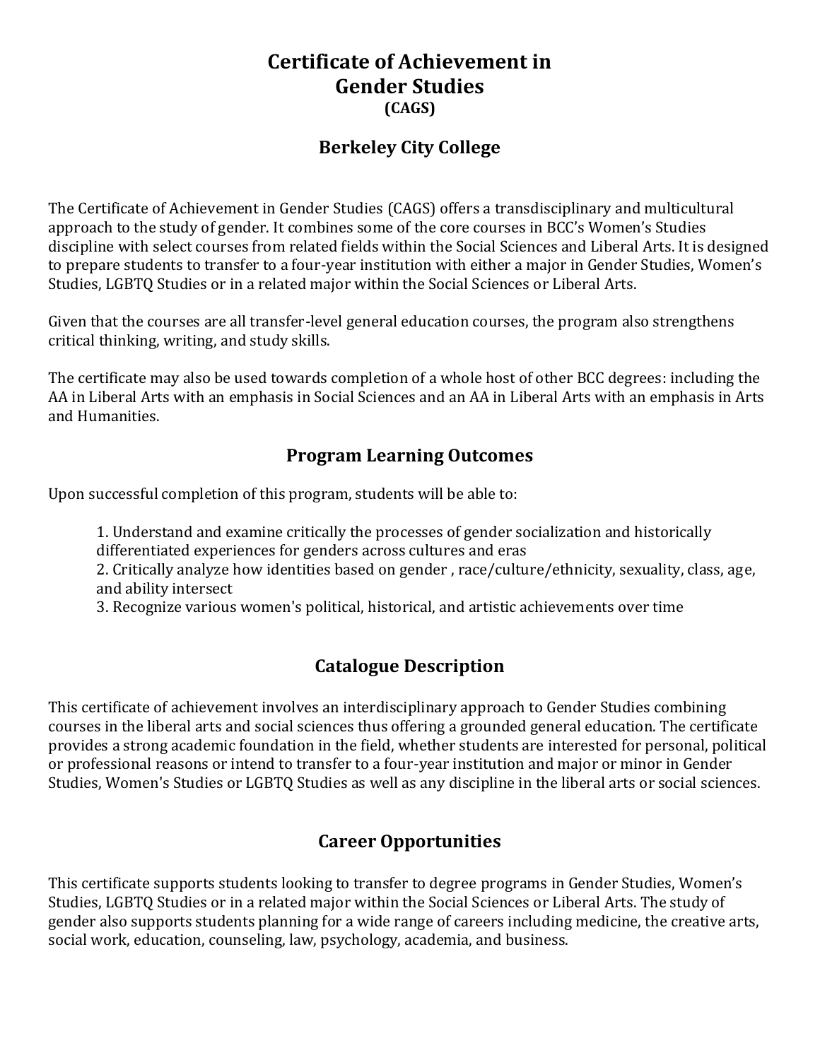# Certificate of Achievement in Gender Studies (CAGS)

## Berkeley City College

The Certificate of Achievement in Gender Studies (CAGS) offers a transdisciplinary and multicultural approach to the study of gender. It combines some of the core courses in BCC's Women's Studies discipline with select courses from related fields within the Social Sciences and Liberal Arts. It is designed to prepare students to transfer to a four-year institution with either a major in Gender Studies, Women's Studies, LGBTQ Studies or in a related major within the Social Sciences or Liberal Arts.

Given that the courses are all transfer-level general education courses, the program also strengthens critical thinking, writing, and study skills.

The certificate may also be used towards completion of a whole host of other BCC degrees: including the AA in Liberal Arts with an emphasis in Social Sciences and an AA in Liberal Arts with an emphasis in Arts and Humanities.

## Program Learning Outcomes

Upon successful completion of this program, students will be able to:

1. Understand and examine critically the processes of gender socialization and historically differentiated experiences for genders across cultures and eras
2. Critically analyze how identities based on gender , race/culture/ethnicity, sexuality, class, age, and ability intersect
3. Recognize various women's political, historical, and artistic achievements over time

## Catalogue Description

This certificate of achievement involves an interdisciplinary approach to Gender Studies combining courses in the liberal arts and social sciences thus offering a grounded general education. The certificate provides a strong academic foundation in the field, whether students are interested for personal, political or professional reasons or intend to transfer to a four-year institution and major or minor in Gender Studies, Women's Studies or LGBTQ Studies as well as any discipline in the liberal arts or social sciences.

## Career Opportunities

This certificate supports students looking to transfer to degree programs in Gender Studies, Women's Studies, LGBTQ Studies or in a related major within the Social Sciences or Liberal Arts. The study of gender also supports students planning for a wide range of careers including medicine, the creative arts, social work, education, counseling, law, psychology, academia, and business.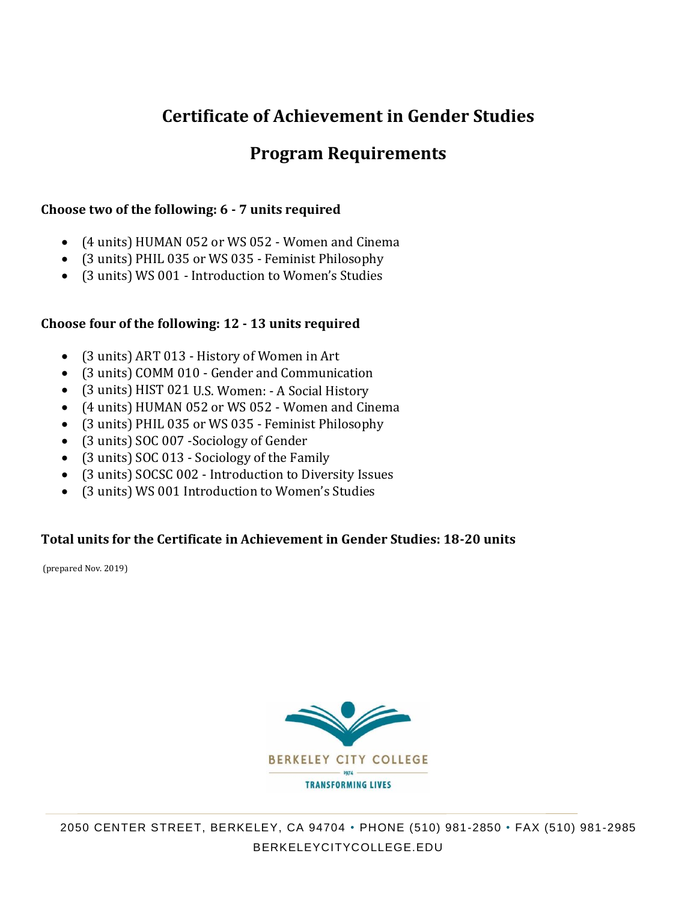# Certificate of Achievement in Gender Studies

# Program Requirements

**Choose two of the following: 6 - 7 units required**

- (4 units) HUMAN 052 or WS 052 - Women and Cinema
- (3 units) PHIL 035 or WS 035 - Feminist Philosophy
- (3 units) WS 001 - Introduction to Women's Studies

**Choose four of the following: 12 - 13 units required**

- (3 units) ART 013 - History of Women in Art
- (3 units) COMM 010 - Gender and Communication
- (3 units) HIST 021 U.S. Women: - A Social History
- (4 units) HUMAN 052 or WS 052 - Women and Cinema
- (3 units) PHIL 035 or WS 035 - Feminist Philosophy
- (3 units) SOC 007 -Sociology of Gender
- (3 units) SOC 013 - Sociology of the Family
- (3 units) SOCSC 002 - Introduction to Diversity Issues
- (3 units) WS 001 Introduction to Women's Studies

**Total units for the Certificate in Achievement in Gender Studies: 18-20 units**

(prepared Nov. 2019)

BERKELEY CITY COLLEGE

1974

TRANSFORMING LIVES

2050 CENTER STREET, BERKELEY, CA 94704 • PHONE (510) 981-2850 • FAX (510) 981-2985

BERKELEYCITYCOLLEGE.EDU